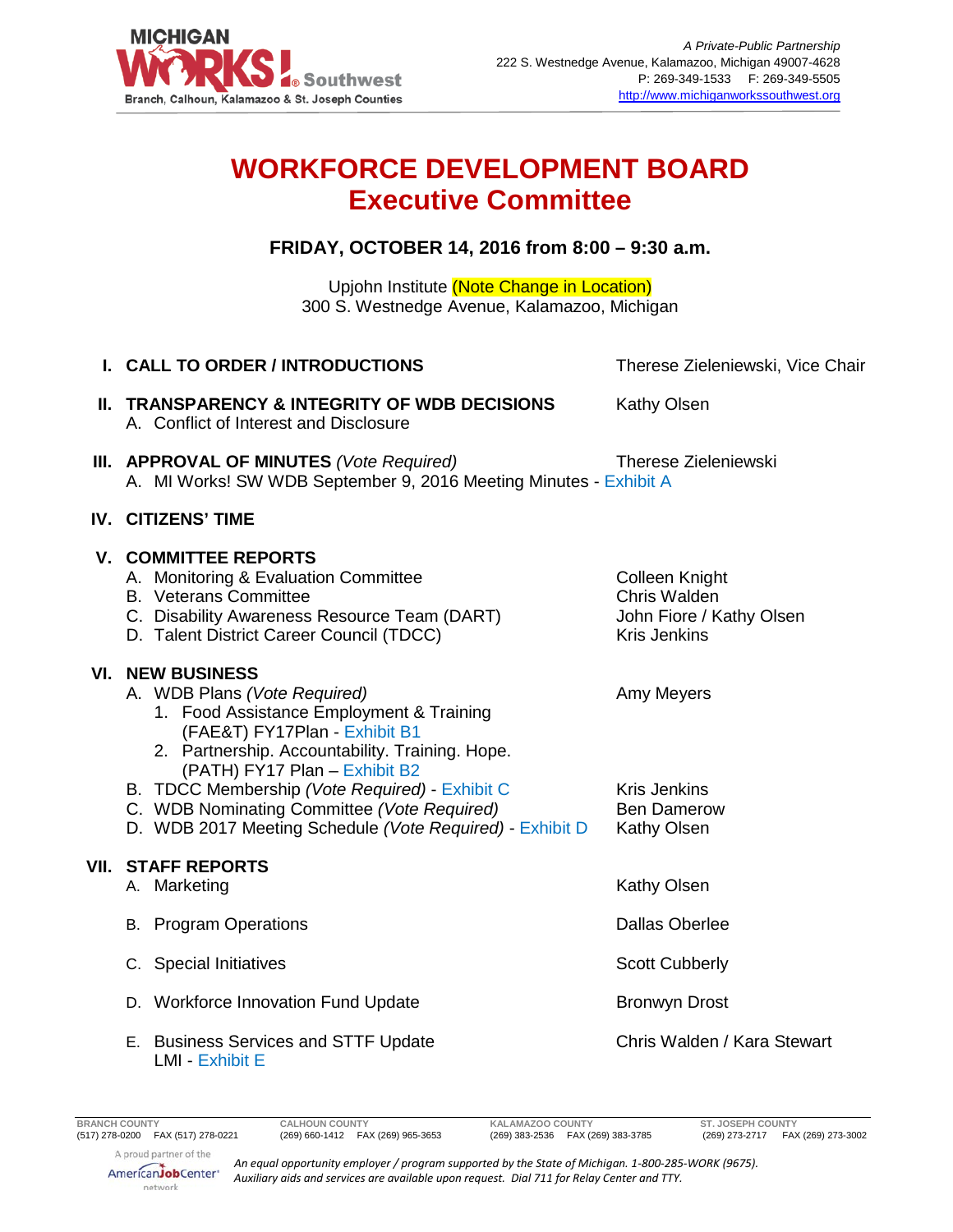MICHIGAN WORKS! Southwest
Branch, Calhoun, Kalamazoo & St. Joseph Counties

*A Private-Public Partnership*
222 S. Westnedge Avenue, Kalamazoo, Michigan 49007-4628
P: 269-349-1533 F: 269-349-5505
http://www.michiganworkssouthwest.org

# WORKFORCE DEVELOPMENT BOARD
# Executive Committee

**FRIDAY, OCTOBER 14, 2016 from 8:00 – 9:30 a.m.**

Upjohn Institute (Note Change in Location)
300 S. Westnedge Avenue, Kalamazoo, Michigan

**I. CALL TO ORDER / INTRODUCTIONS** — Therese Zieleniewski, Vice Chair

**II. TRANSPARENCY & INTEGRITY OF WDB DECISIONS** — Kathy Olsen
- A. Conflict of Interest and Disclosure

**III. APPROVAL OF MINUTES** *(Vote Required)* — Therese Zieleniewski
- A. MI Works! SW WDB September 9, 2016 Meeting Minutes - Exhibit A

**IV. CITIZENS' TIME**

**V. COMMITTEE REPORTS**
- A. Monitoring & Evaluation Committee — Colleen Knight
- B. Veterans Committee — Chris Walden
- C. Disability Awareness Resource Team (DART) — John Fiore / Kathy Olsen
- D. Talent District Career Council (TDCC) — Kris Jenkins

**VI. NEW BUSINESS**
- A. WDB Plans *(Vote Required)* — Amy Meyers
  1. Food Assistance Employment & Training (FAE&T) FY17Plan - Exhibit B1
  2. Partnership. Accountability. Training. Hope. (PATH) FY17 Plan – Exhibit B2
- B. TDCC Membership *(Vote Required)* - Exhibit C — Kris Jenkins
- C. WDB Nominating Committee *(Vote Required)* — Ben Damerow
- D. WDB 2017 Meeting Schedule *(Vote Required)* - Exhibit D — Kathy Olsen

**VII. STAFF REPORTS**
- A. Marketing — Kathy Olsen
- B. Program Operations — Dallas Oberlee
- C. Special Initiatives — Scott Cubberly
- D. Workforce Innovation Fund Update — Bronwyn Drost
- E. Business Services and STTF Update — Chris Walden / Kara Stewart
  LMI - Exhibit E

| BRANCH COUNTY | CALHOUN COUNTY | KALAMAZOO COUNTY | ST. JOSEPH COUNTY |
|---|---|---|---|
| (517) 278-0200 FAX (517) 278-0221 | (269) 660-1412 FAX (269) 965-3653 | (269) 383-2536 FAX (269) 383-3785 | (269) 273-2717 FAX (269) 273-3002 |

A proud partner of the AmericanJobCenter network

*An equal opportunity employer / program supported by the State of Michigan. 1-800-285-WORK (9675). Auxiliary aids and services are available upon request. Dial 711 for Relay Center and TTY.*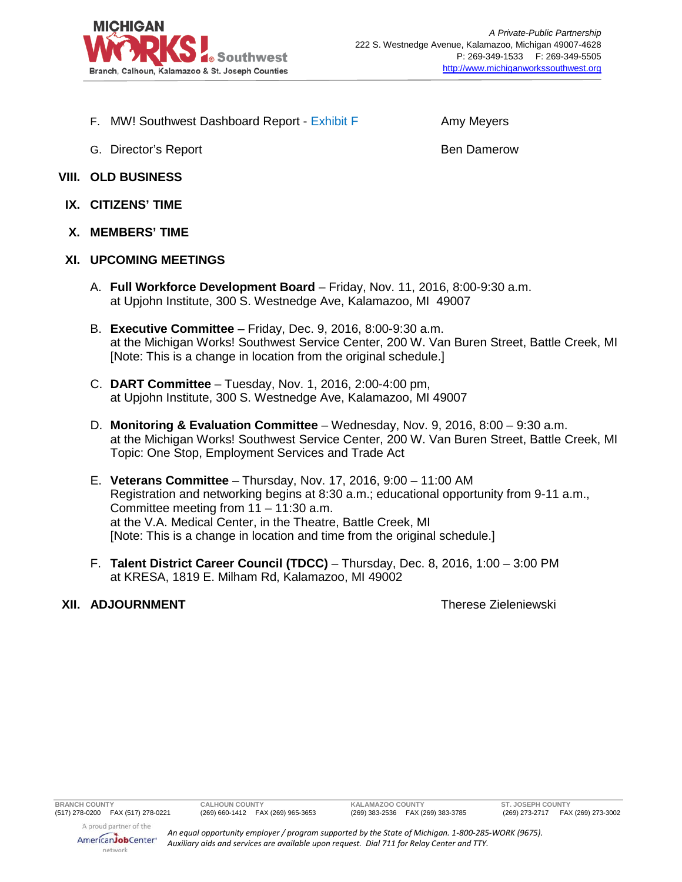F. MW! Southwest Dashboard Report - Exhibit F — Amy Meyers

G. Director's Report — Ben Damerow

## VIII. OLD BUSINESS

## IX. CITIZENS' TIME

## X. MEMBERS' TIME

## XI. UPCOMING MEETINGS

A. **Full Workforce Development Board** – Friday, Nov. 11, 2016, 8:00-9:30 a.m.
at Upjohn Institute, 300 S. Westnedge Ave, Kalamazoo, MI 49007

B. **Executive Committee** – Friday, Dec. 9, 2016, 8:00-9:30 a.m.
at the Michigan Works! Southwest Service Center, 200 W. Van Buren Street, Battle Creek, MI
[Note: This is a change in location from the original schedule.]

C. **DART Committee** – Tuesday, Nov. 1, 2016, 2:00-4:00 pm,
at Upjohn Institute, 300 S. Westnedge Ave, Kalamazoo, MI 49007

D. **Monitoring & Evaluation Committee** – Wednesday, Nov. 9, 2016, 8:00 – 9:30 a.m.
at the Michigan Works! Southwest Service Center, 200 W. Van Buren Street, Battle Creek, MI
Topic: One Stop, Employment Services and Trade Act

E. **Veterans Committee** – Thursday, Nov. 17, 2016, 9:00 – 11:00 AM
Registration and networking begins at 8:30 a.m.; educational opportunity from 9-11 a.m.,
Committee meeting from 11 – 11:30 a.m.
at the V.A. Medical Center, in the Theatre, Battle Creek, MI
[Note: This is a change in location and time from the original schedule.]

F. **Talent District Career Council (TDCC)** – Thursday, Dec. 8, 2016, 1:00 – 3:00 PM
at KRESA, 1819 E. Milham Rd, Kalamazoo, MI 49002

## XII. ADJOURNMENT — Therese Zieleniewski